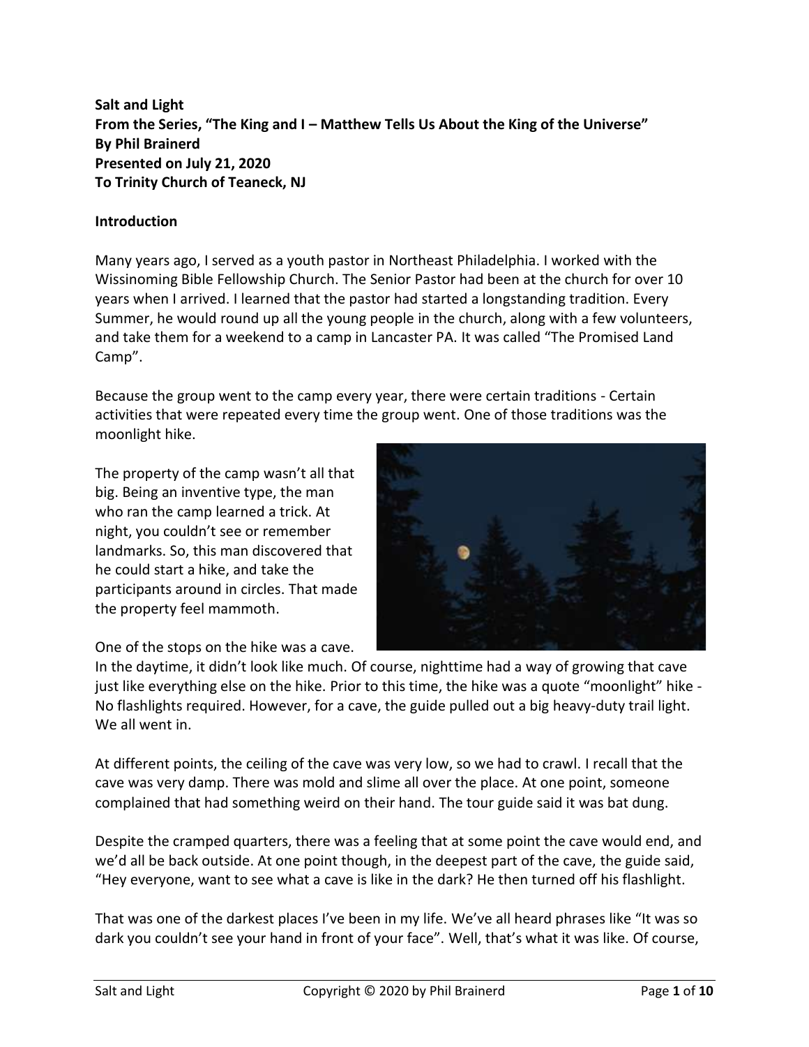**Salt and Light**
**From the Series, "The King and I – Matthew Tells Us About the King of the Universe"**
**By Phil Brainerd**
**Presented on July 21, 2020**
**To Trinity Church of Teaneck, NJ**

**Introduction**

Many years ago, I served as a youth pastor in Northeast Philadelphia. I worked with the Wissinoming Bible Fellowship Church. The Senior Pastor had been at the church for over 10 years when I arrived. I learned that the pastor had started a longstanding tradition. Every Summer, he would round up all the young people in the church, along with a few volunteers, and take them for a weekend to a camp in Lancaster PA. It was called "The Promised Land Camp".

Because the group went to the camp every year, there were certain traditions - Certain activities that were repeated every time the group went. One of those traditions was the moonlight hike.

The property of the camp wasn't all that big. Being an inventive type, the man who ran the camp learned a trick. At night, you couldn't see or remember landmarks. So, this man discovered that he could start a hike, and take the participants around in circles. That made the property feel mammoth.

One of the stops on the hike was a cave. In the daytime, it didn't look like much. Of course, nighttime had a way of growing that cave just like everything else on the hike. Prior to this time, the hike was a quote "moonlight" hike - No flashlights required. However, for a cave, the guide pulled out a big heavy-duty trail light. We all went in.

At different points, the ceiling of the cave was very low, so we had to crawl. I recall that the cave was very damp. There was mold and slime all over the place. At one point, someone complained that had something weird on their hand. The tour guide said it was bat dung.

Despite the cramped quarters, there was a feeling that at some point the cave would end, and we'd all be back outside. At one point though, in the deepest part of the cave, the guide said, "Hey everyone, want to see what a cave is like in the dark? He then turned off his flashlight.

That was one of the darkest places I've been in my life. We've all heard phrases like "It was so dark you couldn't see your hand in front of your face". Well, that's what it was like. Of course,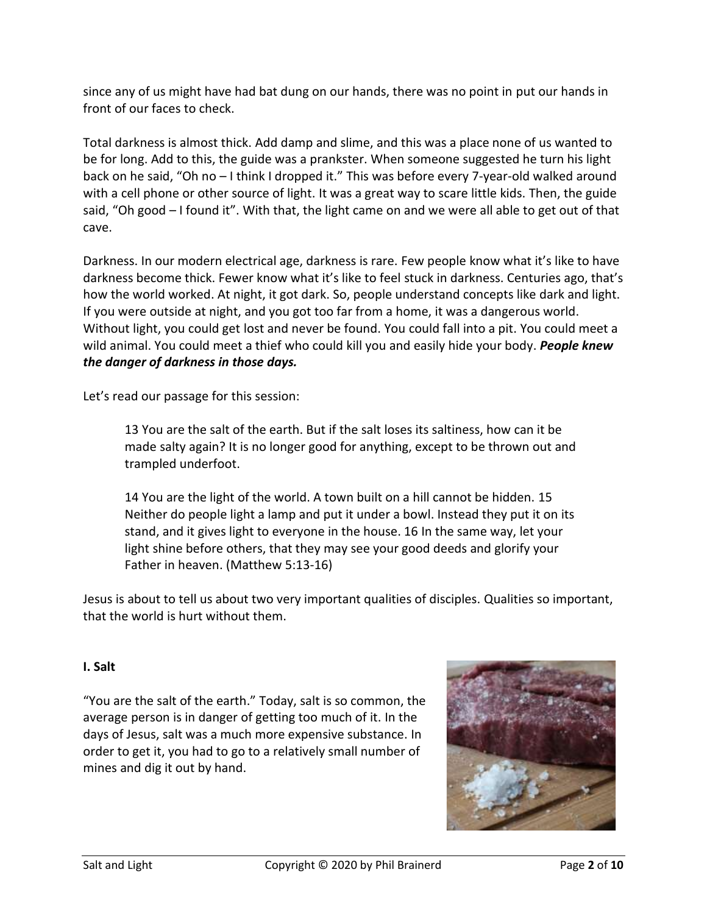since any of us might have had bat dung on our hands, there was no point in put our hands in front of our faces to check.

Total darkness is almost thick. Add damp and slime, and this was a place none of us wanted to be for long. Add to this, the guide was a prankster. When someone suggested he turn his light back on he said, "Oh no – I think I dropped it." This was before every 7-year-old walked around with a cell phone or other source of light. It was a great way to scare little kids. Then, the guide said, "Oh good – I found it". With that, the light came on and we were all able to get out of that cave.

Darkness. In our modern electrical age, darkness is rare. Few people know what it's like to have darkness become thick. Fewer know what it's like to feel stuck in darkness. Centuries ago, that's how the world worked. At night, it got dark. So, people understand concepts like dark and light. If you were outside at night, and you got too far from a home, it was a dangerous world. Without light, you could get lost and never be found. You could fall into a pit. You could meet a wild animal. You could meet a thief who could kill you and easily hide your body. ***People knew the danger of darkness in those days.***

Let's read our passage for this session:

> 13 You are the salt of the earth. But if the salt loses its saltiness, how can it be made salty again? It is no longer good for anything, except to be thrown out and trampled underfoot.
>
> 14 You are the light of the world. A town built on a hill cannot be hidden. 15 Neither do people light a lamp and put it under a bowl. Instead they put it on its stand, and it gives light to everyone in the house. 16 In the same way, let your light shine before others, that they may see your good deeds and glorify your Father in heaven. (Matthew 5:13-16)

Jesus is about to tell us about two very important qualities of disciples. Qualities so important, that the world is hurt without them.

**I. Salt**

"You are the salt of the earth." Today, salt is so common, the average person is in danger of getting too much of it. In the days of Jesus, salt was a much more expensive substance. In order to get it, you had to go to a relatively small number of mines and dig it out by hand.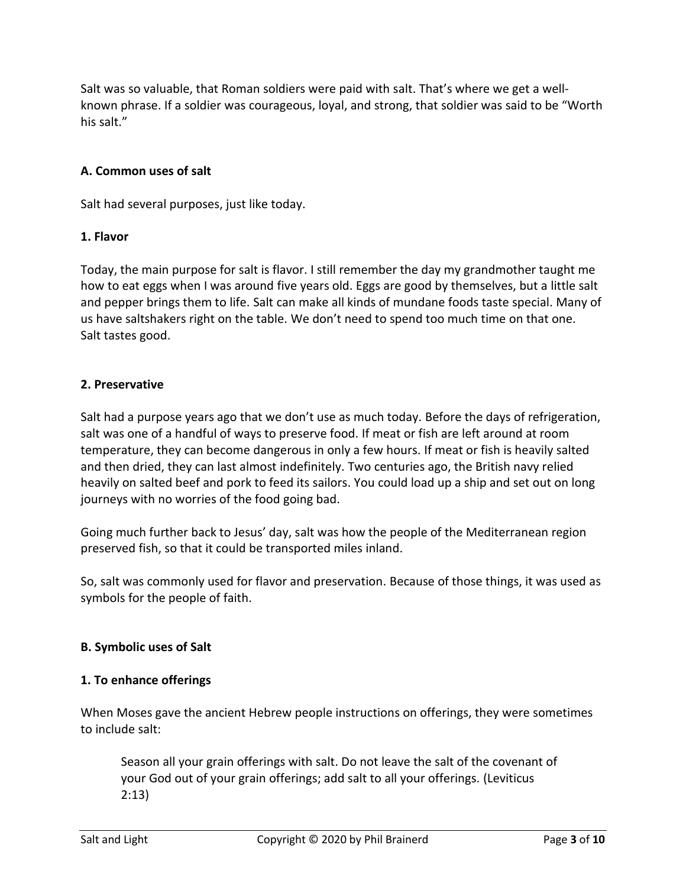Salt was so valuable, that Roman soldiers were paid with salt. That's where we get a well-known phrase. If a soldier was courageous, loyal, and strong, that soldier was said to be "Worth his salt."

### A. Common uses of salt

Salt had several purposes, just like today.

#### 1. Flavor

Today, the main purpose for salt is flavor. I still remember the day my grandmother taught me how to eat eggs when I was around five years old. Eggs are good by themselves, but a little salt and pepper brings them to life. Salt can make all kinds of mundane foods taste special. Many of us have saltshakers right on the table. We don't need to spend too much time on that one. Salt tastes good.

#### 2. Preservative

Salt had a purpose years ago that we don't use as much today. Before the days of refrigeration, salt was one of a handful of ways to preserve food. If meat or fish are left around at room temperature, they can become dangerous in only a few hours. If meat or fish is heavily salted and then dried, they can last almost indefinitely. Two centuries ago, the British navy relied heavily on salted beef and pork to feed its sailors. You could load up a ship and set out on long journeys with no worries of the food going bad.

Going much further back to Jesus' day, salt was how the people of the Mediterranean region preserved fish, so that it could be transported miles inland.

So, salt was commonly used for flavor and preservation. Because of those things, it was used as symbols for the people of faith.

### B. Symbolic uses of Salt

#### 1. To enhance offerings

When Moses gave the ancient Hebrew people instructions on offerings, they were sometimes to include salt:

> Season all your grain offerings with salt. Do not leave the salt of the covenant of your God out of your grain offerings; add salt to all your offerings. (Leviticus 2:13)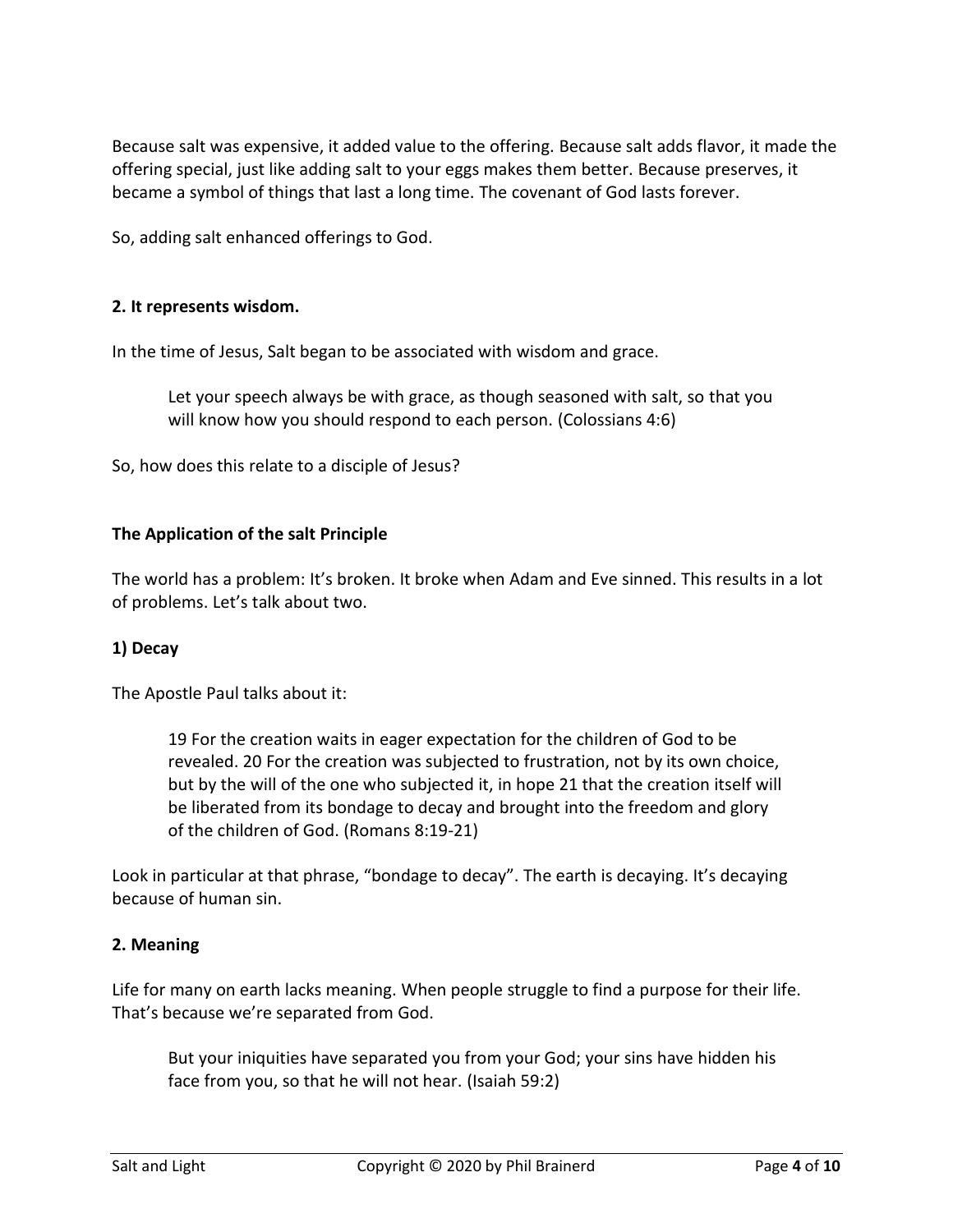Because salt was expensive, it added value to the offering. Because salt adds flavor, it made the offering special, just like adding salt to your eggs makes them better. Because preserves, it became a symbol of things that last a long time. The covenant of God lasts forever.

So, adding salt enhanced offerings to God.

**2. It represents wisdom.**

In the time of Jesus, Salt began to be associated with wisdom and grace.

> Let your speech always be with grace, as though seasoned with salt, so that you will know how you should respond to each person. (Colossians 4:6)

So, how does this relate to a disciple of Jesus?

**The Application of the salt Principle**

The world has a problem: It's broken. It broke when Adam and Eve sinned. This results in a lot of problems. Let's talk about two.

**1) Decay**

The Apostle Paul talks about it:

> 19 For the creation waits in eager expectation for the children of God to be revealed. 20 For the creation was subjected to frustration, not by its own choice, but by the will of the one who subjected it, in hope 21 that the creation itself will be liberated from its bondage to decay and brought into the freedom and glory of the children of God. (Romans 8:19-21)

Look in particular at that phrase, "bondage to decay". The earth is decaying. It's decaying because of human sin.

**2. Meaning**

Life for many on earth lacks meaning. When people struggle to find a purpose for their life. That's because we're separated from God.

> But your iniquities have separated you from your God; your sins have hidden his face from you, so that he will not hear. (Isaiah 59:2)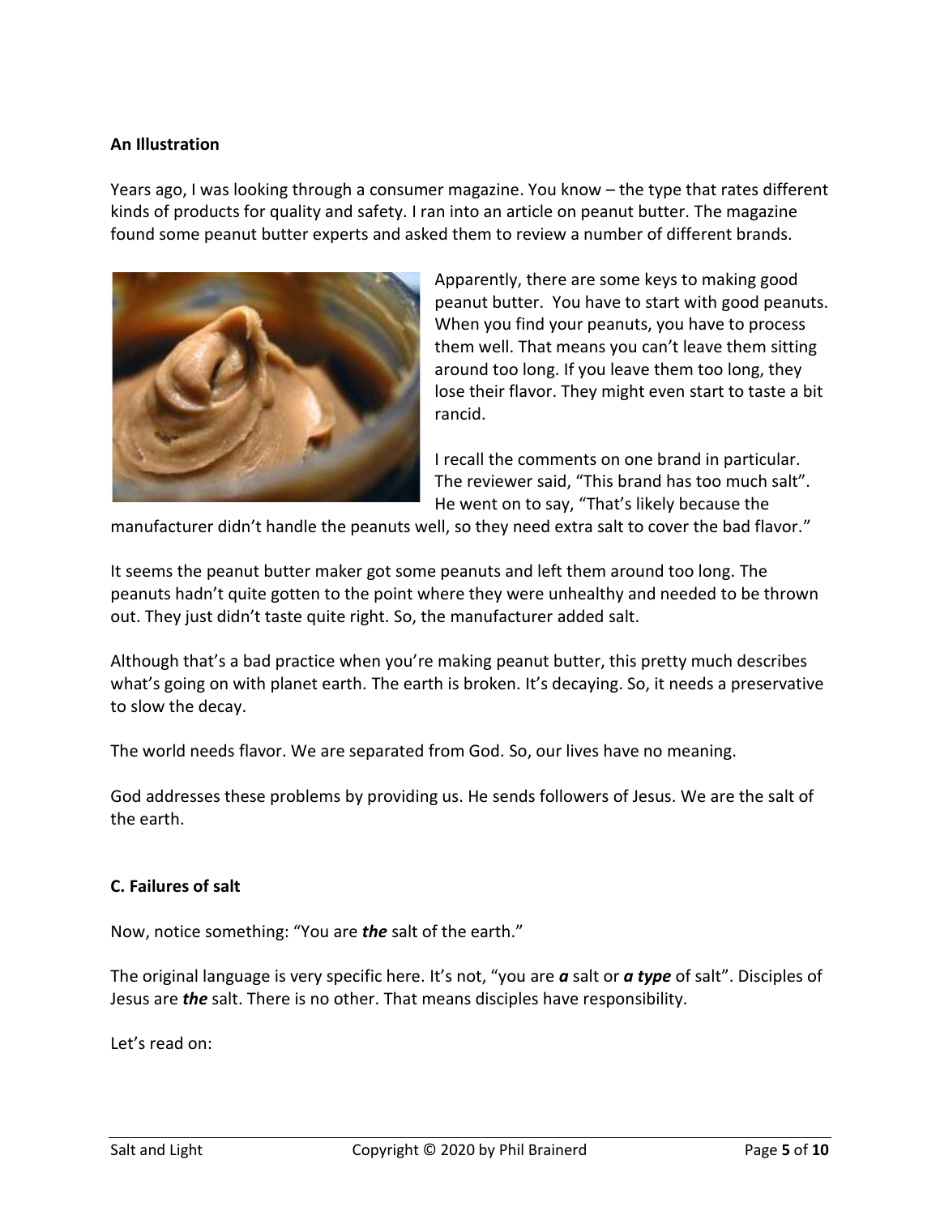**An Illustration**

Years ago, I was looking through a consumer magazine. You know – the type that rates different kinds of products for quality and safety. I ran into an article on peanut butter. The magazine found some peanut butter experts and asked them to review a number of different brands.

Apparently, there are some keys to making good peanut butter. You have to start with good peanuts. When you find your peanuts, you have to process them well. That means you can't leave them sitting around too long. If you leave them too long, they lose their flavor. They might even start to taste a bit rancid.

I recall the comments on one brand in particular. The reviewer said, "This brand has too much salt". He went on to say, "That's likely because the manufacturer didn't handle the peanuts well, so they need extra salt to cover the bad flavor."

It seems the peanut butter maker got some peanuts and left them around too long. The peanuts hadn't quite gotten to the point where they were unhealthy and needed to be thrown out. They just didn't taste quite right. So, the manufacturer added salt.

Although that's a bad practice when you're making peanut butter, this pretty much describes what's going on with planet earth. The earth is broken. It's decaying. So, it needs a preservative to slow the decay.

The world needs flavor. We are separated from God. So, our lives have no meaning.

God addresses these problems by providing us. He sends followers of Jesus. We are the salt of the earth.

**C. Failures of salt**

Now, notice something: "You are ***the*** salt of the earth."

The original language is very specific here. It's not, "you are ***a*** salt or ***a type*** of salt". Disciples of Jesus are ***the*** salt. There is no other. That means disciples have responsibility.

Let's read on: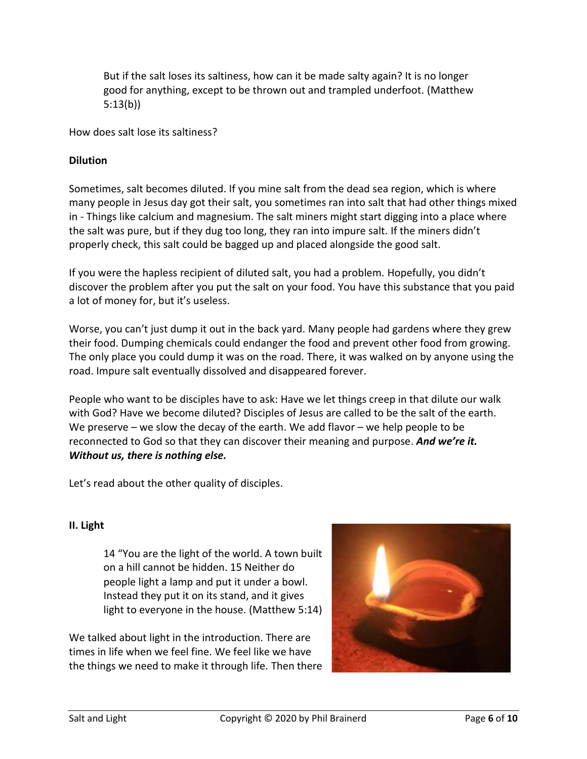> But if the salt loses its saltiness, how can it be made salty again? It is no longer good for anything, except to be thrown out and trampled underfoot. (Matthew 5:13(b))

How does salt lose its saltiness?

**Dilution**

Sometimes, salt becomes diluted. If you mine salt from the dead sea region, which is where many people in Jesus day got their salt, you sometimes ran into salt that had other things mixed in - Things like calcium and magnesium. The salt miners might start digging into a place where the salt was pure, but if they dug too long, they ran into impure salt. If the miners didn't properly check, this salt could be bagged up and placed alongside the good salt.

If you were the hapless recipient of diluted salt, you had a problem. Hopefully, you didn't discover the problem after you put the salt on your food. You have this substance that you paid a lot of money for, but it's useless.

Worse, you can't just dump it out in the back yard. Many people had gardens where they grew their food. Dumping chemicals could endanger the food and prevent other food from growing. The only place you could dump it was on the road. There, it was walked on by anyone using the road. Impure salt eventually dissolved and disappeared forever.

People who want to be disciples have to ask: Have we let things creep in that dilute our walk with God? Have we become diluted? Disciples of Jesus are called to be the salt of the earth. We preserve – we slow the decay of the earth. We add flavor – we help people to be reconnected to God so that they can discover their meaning and purpose. ***And we're it. Without us, there is nothing else.***

Let's read about the other quality of disciples.

**II. Light**

> 14 "You are the light of the world. A town built on a hill cannot be hidden. 15 Neither do people light a lamp and put it under a bowl. Instead they put it on its stand, and it gives light to everyone in the house. (Matthew 5:14)

We talked about light in the introduction. There are times in life when we feel fine. We feel like we have the things we need to make it through life. Then there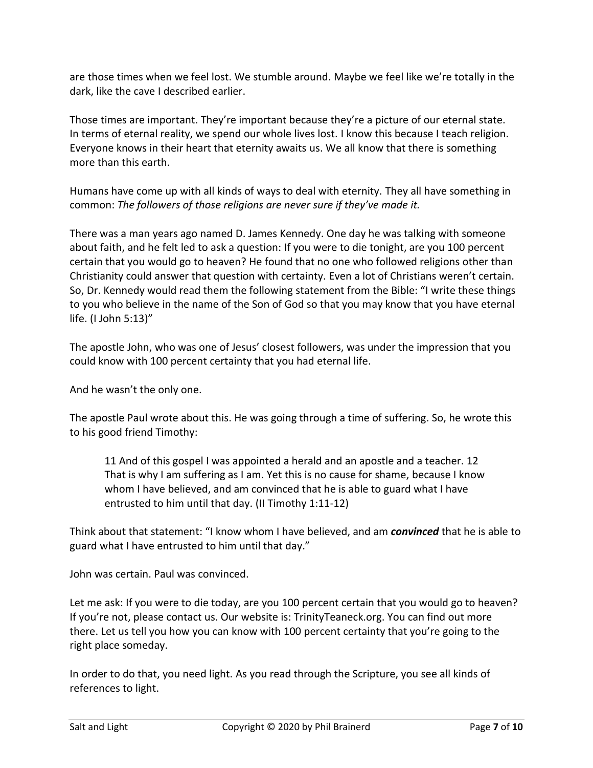are those times when we feel lost. We stumble around. Maybe we feel like we're totally in the dark, like the cave I described earlier.

Those times are important. They're important because they're a picture of our eternal state. In terms of eternal reality, we spend our whole lives lost. I know this because I teach religion. Everyone knows in their heart that eternity awaits us. We all know that there is something more than this earth.

Humans have come up with all kinds of ways to deal with eternity. They all have something in common: *The followers of those religions are never sure if they've made it.*

There was a man years ago named D. James Kennedy. One day he was talking with someone about faith, and he felt led to ask a question: If you were to die tonight, are you 100 percent certain that you would go to heaven? He found that no one who followed religions other than Christianity could answer that question with certainty. Even a lot of Christians weren't certain. So, Dr. Kennedy would read them the following statement from the Bible: "I write these things to you who believe in the name of the Son of God so that you may know that you have eternal life. (I John 5:13)"

The apostle John, who was one of Jesus' closest followers, was under the impression that you could know with 100 percent certainty that you had eternal life.

And he wasn't the only one.

The apostle Paul wrote about this. He was going through a time of suffering. So, he wrote this to his good friend Timothy:

> 11 And of this gospel I was appointed a herald and an apostle and a teacher. 12 That is why I am suffering as I am. Yet this is no cause for shame, because I know whom I have believed, and am convinced that he is able to guard what I have entrusted to him until that day. (II Timothy 1:11-12)

Think about that statement: "I know whom I have believed, and am ***convinced*** that he is able to guard what I have entrusted to him until that day."

John was certain. Paul was convinced.

Let me ask: If you were to die today, are you 100 percent certain that you would go to heaven? If you're not, please contact us. Our website is: TrinityTeaneck.org. You can find out more there. Let us tell you how you can know with 100 percent certainty that you're going to the right place someday.

In order to do that, you need light. As you read through the Scripture, you see all kinds of references to light.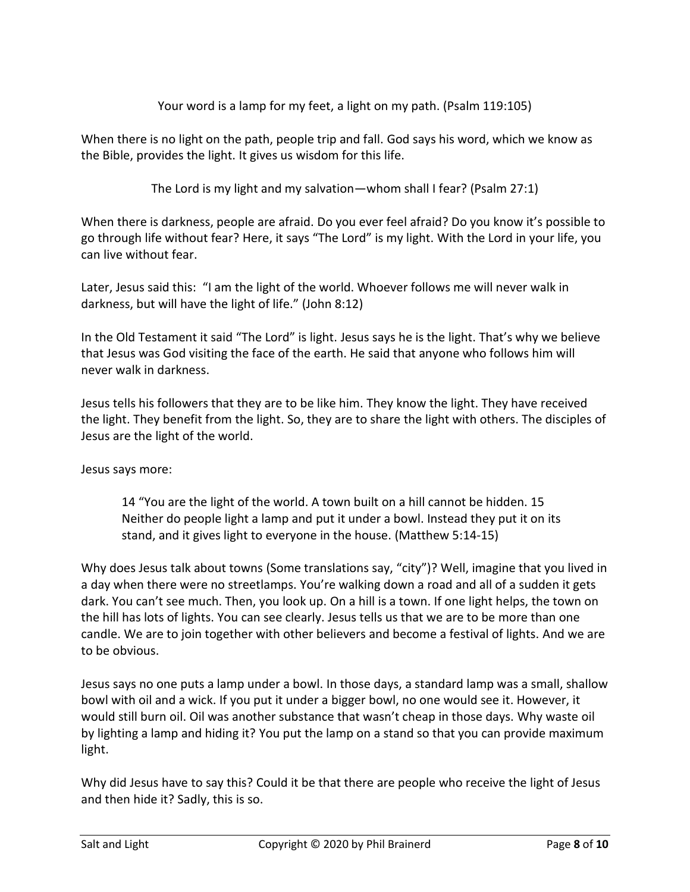Your word is a lamp for my feet, a light on my path. (Psalm 119:105)

When there is no light on the path, people trip and fall. God says his word, which we know as the Bible, provides the light. It gives us wisdom for this life.

The Lord is my light and my salvation—whom shall I fear? (Psalm 27:1)

When there is darkness, people are afraid. Do you ever feel afraid? Do you know it's possible to go through life without fear? Here, it says "The Lord" is my light. With the Lord in your life, you can live without fear.

Later, Jesus said this: "I am the light of the world. Whoever follows me will never walk in darkness, but will have the light of life." (John 8:12)

In the Old Testament it said "The Lord" is light. Jesus says he is the light. That's why we believe that Jesus was God visiting the face of the earth. He said that anyone who follows him will never walk in darkness.

Jesus tells his followers that they are to be like him. They know the light. They have received the light. They benefit from the light. So, they are to share the light with others. The disciples of Jesus are the light of the world.

Jesus says more:

> 14 "You are the light of the world. A town built on a hill cannot be hidden. 15 Neither do people light a lamp and put it under a bowl. Instead they put it on its stand, and it gives light to everyone in the house. (Matthew 5:14-15)

Why does Jesus talk about towns (Some translations say, "city")? Well, imagine that you lived in a day when there were no streetlamps. You're walking down a road and all of a sudden it gets dark. You can't see much. Then, you look up. On a hill is a town. If one light helps, the town on the hill has lots of lights. You can see clearly. Jesus tells us that we are to be more than one candle. We are to join together with other believers and become a festival of lights. And we are to be obvious.

Jesus says no one puts a lamp under a bowl. In those days, a standard lamp was a small, shallow bowl with oil and a wick. If you put it under a bigger bowl, no one would see it. However, it would still burn oil. Oil was another substance that wasn't cheap in those days. Why waste oil by lighting a lamp and hiding it? You put the lamp on a stand so that you can provide maximum light.

Why did Jesus have to say this? Could it be that there are people who receive the light of Jesus and then hide it? Sadly, this is so.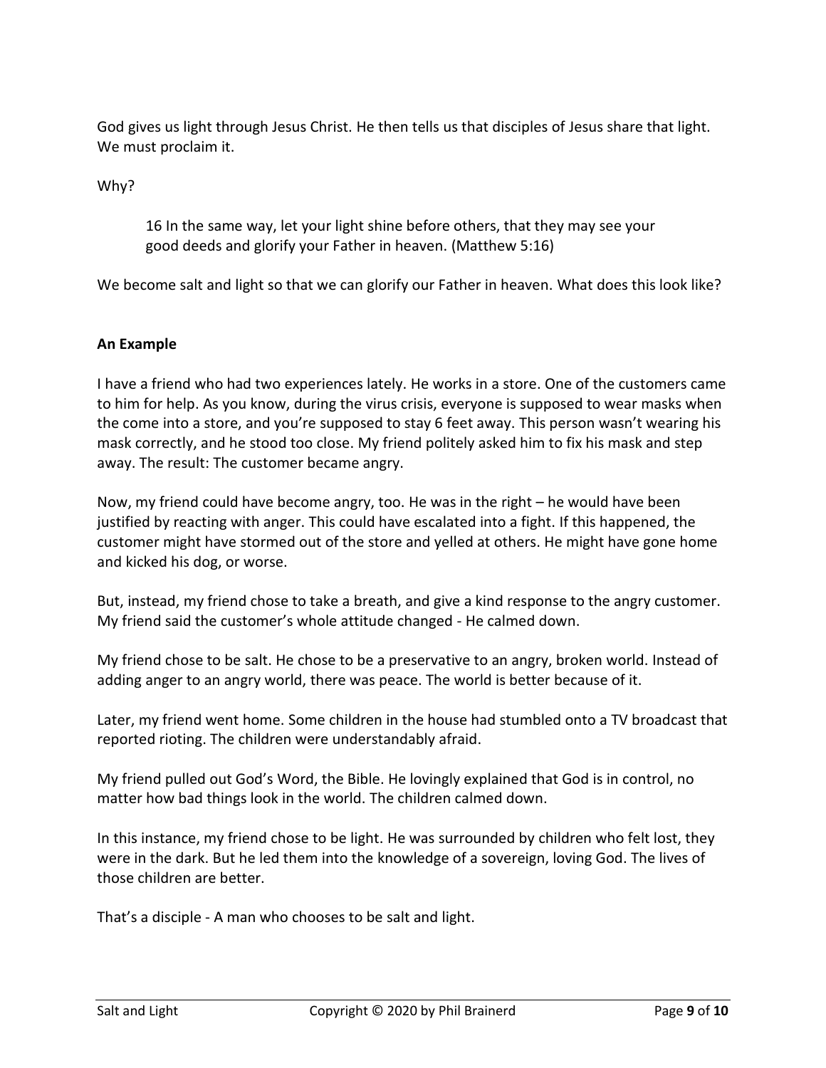God gives us light through Jesus Christ. He then tells us that disciples of Jesus share that light. We must proclaim it.

Why?

> 16 In the same way, let your light shine before others, that they may see your good deeds and glorify your Father in heaven. (Matthew 5:16)

We become salt and light so that we can glorify our Father in heaven. What does this look like?

**An Example**

I have a friend who had two experiences lately. He works in a store. One of the customers came to him for help. As you know, during the virus crisis, everyone is supposed to wear masks when the come into a store, and you're supposed to stay 6 feet away. This person wasn't wearing his mask correctly, and he stood too close. My friend politely asked him to fix his mask and step away. The result: The customer became angry.

Now, my friend could have become angry, too. He was in the right – he would have been justified by reacting with anger. This could have escalated into a fight. If this happened, the customer might have stormed out of the store and yelled at others. He might have gone home and kicked his dog, or worse.

But, instead, my friend chose to take a breath, and give a kind response to the angry customer. My friend said the customer's whole attitude changed - He calmed down.

My friend chose to be salt. He chose to be a preservative to an angry, broken world. Instead of adding anger to an angry world, there was peace. The world is better because of it.

Later, my friend went home. Some children in the house had stumbled onto a TV broadcast that reported rioting. The children were understandably afraid.

My friend pulled out God's Word, the Bible. He lovingly explained that God is in control, no matter how bad things look in the world. The children calmed down.

In this instance, my friend chose to be light. He was surrounded by children who felt lost, they were in the dark. But he led them into the knowledge of a sovereign, loving God. The lives of those children are better.

That's a disciple - A man who chooses to be salt and light.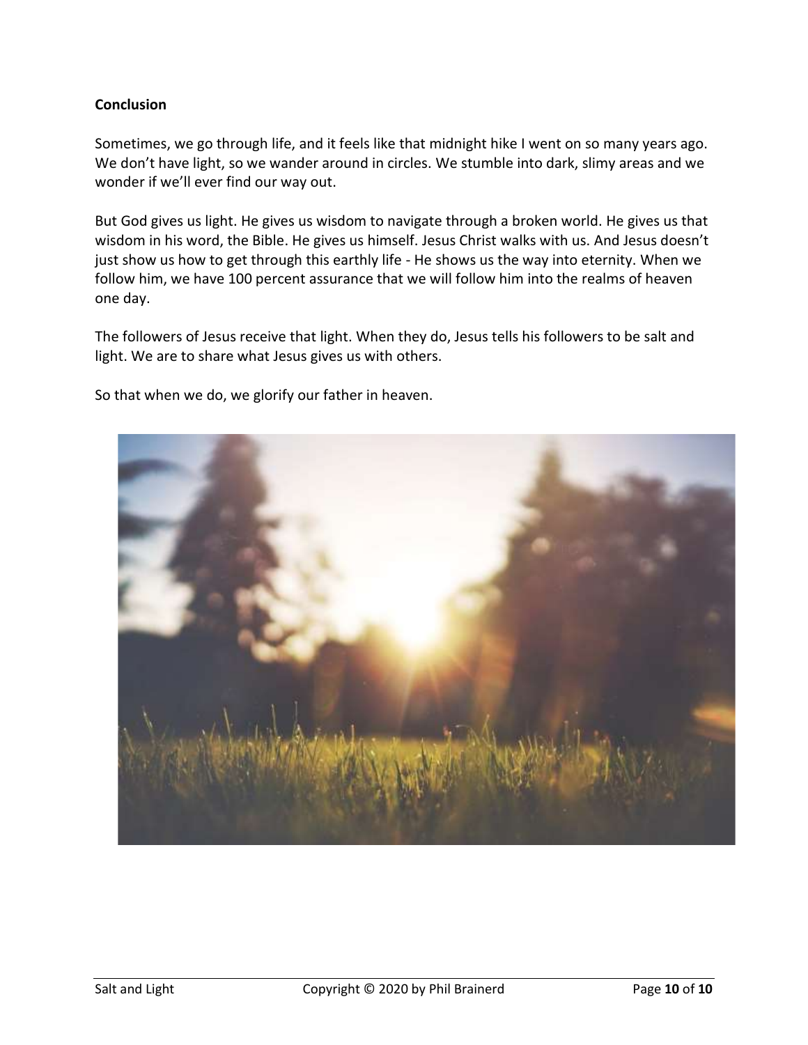**Conclusion**

Sometimes, we go through life, and it feels like that midnight hike I went on so many years ago. We don't have light, so we wander around in circles. We stumble into dark, slimy areas and we wonder if we'll ever find our way out.

But God gives us light. He gives us wisdom to navigate through a broken world. He gives us that wisdom in his word, the Bible. He gives us himself. Jesus Christ walks with us. And Jesus doesn't just show us how to get through this earthly life - He shows us the way into eternity. When we follow him, we have 100 percent assurance that we will follow him into the realms of heaven one day.

The followers of Jesus receive that light. When they do, Jesus tells his followers to be salt and light. We are to share what Jesus gives us with others.

So that when we do, we glorify our father in heaven.